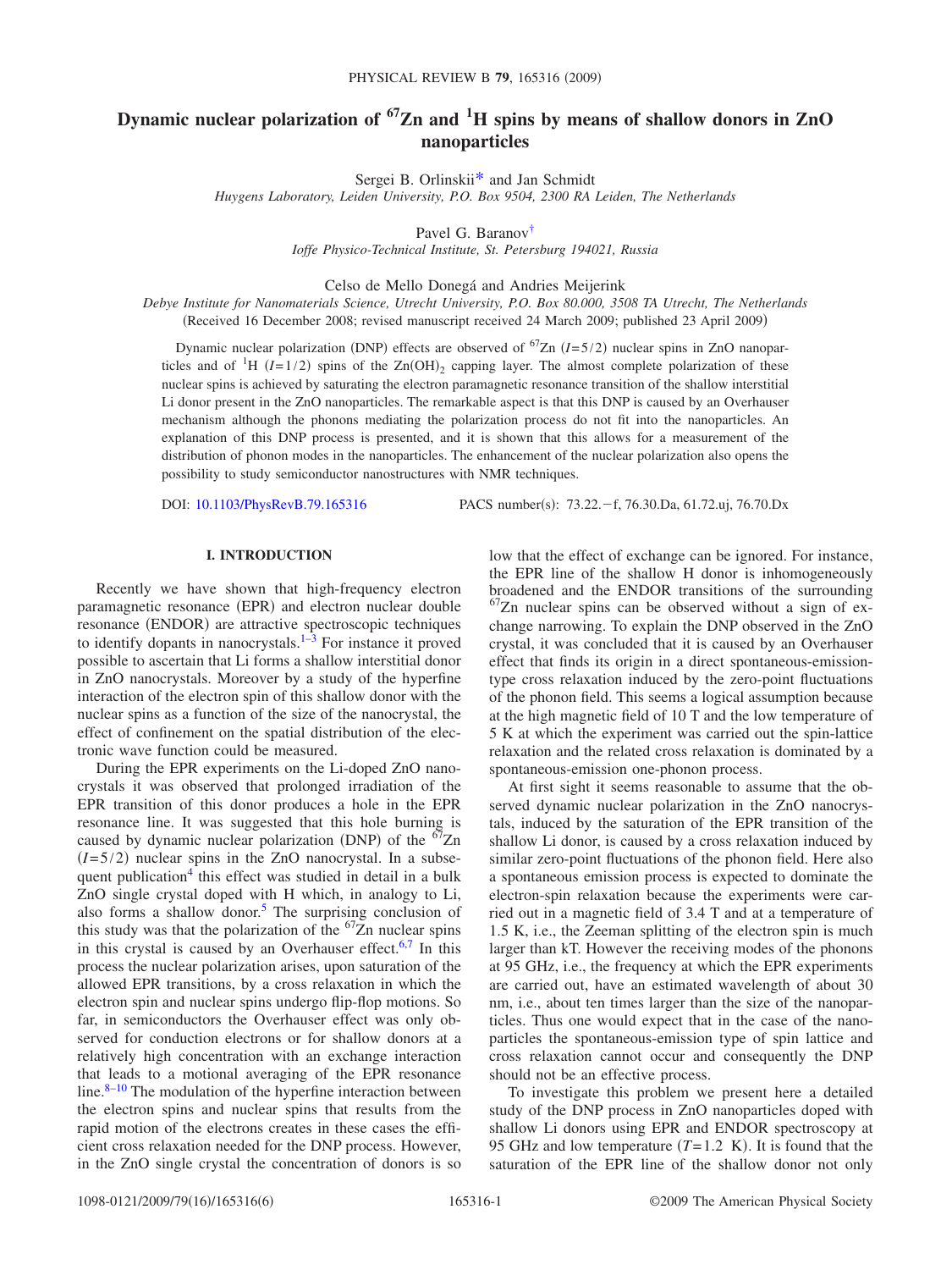# Dynamic nuclear polarization of $^{67}$Zn and $^{1}$H spins by means of shallow donors in ZnO nanoparticles

Sergei B. Orlinskii* and Jan Schmidt

*Huygens Laboratory, Leiden University, P.O. Box 9504, 2300 RA Leiden, The Netherlands*

Pavel G. Baranov†

*Ioffe Physico-Technical Institute, St. Petersburg 194021, Russia*

Celso de Mello Donegá and Andries Meijerink

*Debye Institute for Nanomaterials Science, Utrecht University, P.O. Box 80.000, 3508 TA Utrecht, The Netherlands*

(Received 16 December 2008; revised manuscript received 24 March 2009; published 23 April 2009)

Dynamic nuclear polarization (DNP) effects are observed of $^{67}$Zn ($I=5/2$) nuclear spins in ZnO nanoparticles and of $^{1}$H ($I=1/2$) spins of the $Zn(OH)_2$ capping layer. The almost complete polarization of these nuclear spins is achieved by saturating the electron paramagnetic resonance transition of the shallow interstitial Li donor present in the ZnO nanoparticles. The remarkable aspect is that this DNP is caused by an Overhauser mechanism although the phonons mediating the polarization process do not fit into the nanoparticles. An explanation of this DNP process is presented, and it is shown that this allows for a measurement of the distribution of phonon modes in the nanoparticles. The enhancement of the nuclear polarization also opens the possibility to study semiconductor nanostructures with NMR techniques.

DOI: 10.1103/PhysRevB.79.165316 PACS number(s): 73.22.−f, 76.30.Da, 61.72.uj, 76.70.Dx

## I. INTRODUCTION

Recently we have shown that high-frequency electron paramagnetic resonance (EPR) and electron nuclear double resonance (ENDOR) are attractive spectroscopic techniques to identify dopants in nanocrystals.[1–3] For instance it proved possible to ascertain that Li forms a shallow interstitial donor in ZnO nanocrystals. Moreover by a study of the hyperfine interaction of the electron spin of this shallow donor with the nuclear spins as a function of the size of the nanocrystal, the effect of confinement on the spatial distribution of the electronic wave function could be measured.

During the EPR experiments on the Li-doped ZnO nanocrystals it was observed that prolonged irradiation of the EPR transition of this donor produces a hole in the EPR resonance line. It was suggested that this hole burning is caused by dynamic nuclear polarization (DNP) of the $^{67}$Zn ($I=5/2$) nuclear spins in the ZnO nanocrystal. In a subsequent publication[4] this effect was studied in detail in a bulk ZnO single crystal doped with H which, in analogy to Li, also forms a shallow donor.[5] The surprising conclusion of this study was that the polarization of the $^{67}$Zn nuclear spins in this crystal is caused by an Overhauser effect.[6,7] In this process the nuclear polarization arises, upon saturation of the allowed EPR transitions, by a cross relaxation in which the electron spin and nuclear spins undergo flip-flop motions. So far, in semiconductors the Overhauser effect was only observed for conduction electrons or for shallow donors at a relatively high concentration with an exchange interaction that leads to a motional averaging of the EPR resonance line.[8–10] The modulation of the hyperfine interaction between the electron spins and nuclear spins that results from the rapid motion of the electrons creates in these cases the efficient cross relaxation needed for the DNP process. However, in the ZnO single crystal the concentration of donors is so low that the effect of exchange can be ignored. For instance, the EPR line of the shallow H donor is inhomogeneously broadened and the ENDOR transitions of the surrounding $^{67}$Zn nuclear spins can be observed without a sign of exchange narrowing. To explain the DNP observed in the ZnO crystal, it was concluded that it is caused by an Overhauser effect that finds its origin in a direct spontaneous-emission-type cross relaxation induced by the zero-point fluctuations of the phonon field. This seems a logical assumption because at the high magnetic field of 10 T and the low temperature of 5 K at which the experiment was carried out the spin-lattice relaxation and the related cross relaxation is dominated by a spontaneous-emission one-phonon process.

At first sight it seems reasonable to assume that the observed dynamic nuclear polarization in the ZnO nanocrystals, induced by the saturation of the EPR transition of the shallow Li donor, is caused by a cross relaxation induced by similar zero-point fluctuations of the phonon field. Here also a spontaneous emission process is expected to dominate the electron-spin relaxation because the experiments were carried out in a magnetic field of 3.4 T and at a temperature of 1.5 K, i.e., the Zeeman splitting of the electron spin is much larger than kT. However the receiving modes of the phonons at 95 GHz, i.e., the frequency at which the EPR experiments are carried out, have an estimated wavelength of about 30 nm, i.e., about ten times larger than the size of the nanoparticles. Thus one would expect that in the case of the nanoparticles the spontaneous-emission type of spin lattice and cross relaxation cannot occur and consequently the DNP should not be an effective process.

To investigate this problem we present here a detailed study of the DNP process in ZnO nanoparticles doped with shallow Li donors using EPR and ENDOR spectroscopy at 95 GHz and low temperature ($T=1.2$ K). It is found that the saturation of the EPR line of the shallow donor not only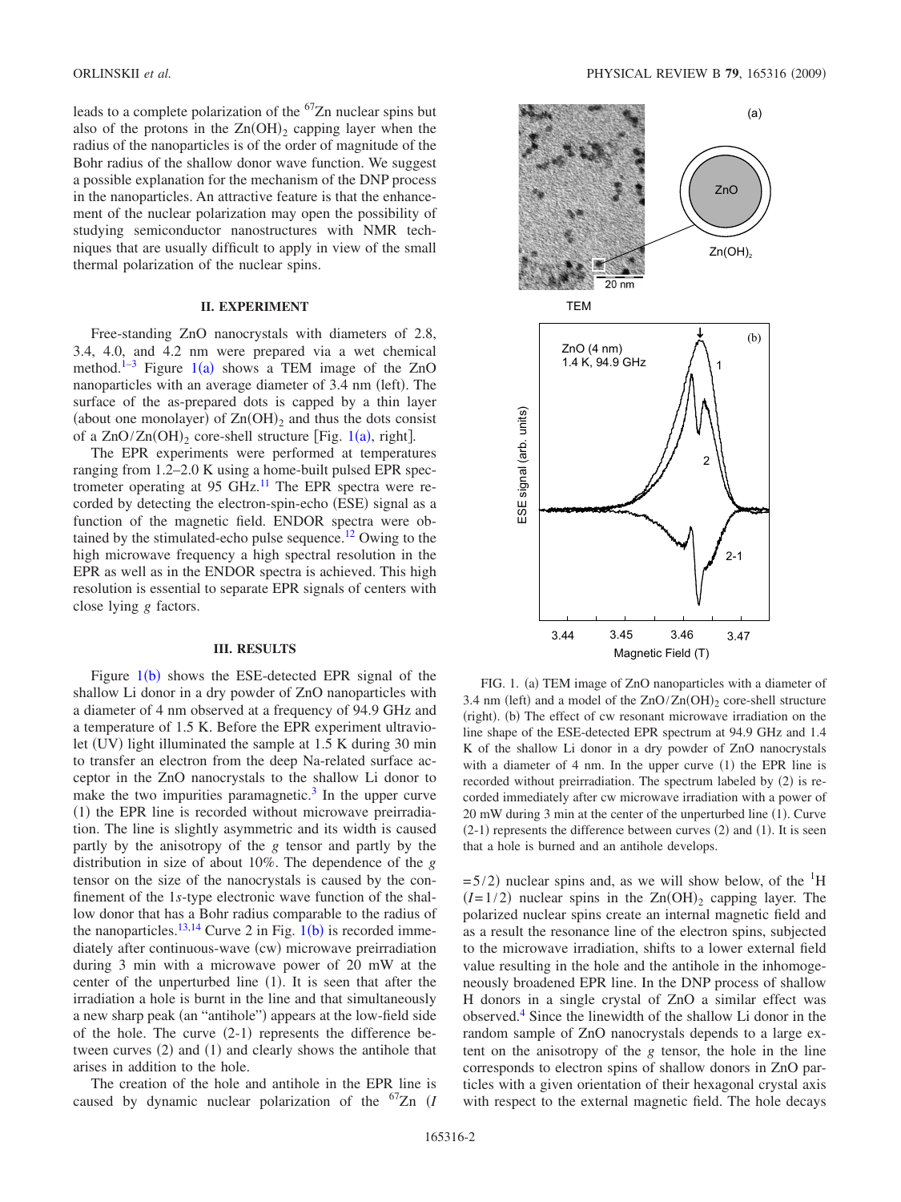leads to a complete polarization of the $^{67}$Zn nuclear spins but also of the protons in the $Zn(OH)_2$ capping layer when the radius of the nanoparticles is of the order of magnitude of the Bohr radius of the shallow donor wave function. We suggest a possible explanation for the mechanism of the DNP process in the nanoparticles. An attractive feature is that the enhancement of the nuclear polarization may open the possibility of studying semiconductor nanostructures with NMR techniques that are usually difficult to apply in view of the small thermal polarization of the nuclear spins.

## II. EXPERIMENT

Free-standing ZnO nanocrystals with diameters of 2.8, 3.4, 4.0, and 4.2 nm were prepared via a wet chemical method.[1–3] Figure 1(a) shows a TEM image of the ZnO nanoparticles with an average diameter of 3.4 nm (left). The surface of the as-prepared dots is capped by a thin layer (about one monolayer) of $Zn(OH)_2$ and thus the dots consist of a $ZnO/Zn(OH)_2$ core-shell structure [Fig. 1(a), right].

The EPR experiments were performed at temperatures ranging from 1.2–2.0 K using a home-built pulsed EPR spectrometer operating at 95 GHz.[11] The EPR spectra were recorded by detecting the electron-spin-echo (ESE) signal as a function of the magnetic field. ENDOR spectra were obtained by the stimulated-echo pulse sequence.[12] Owing to the high microwave frequency a high spectral resolution in the EPR as well as in the ENDOR spectra is achieved. This high resolution is essential to separate EPR signals of centers with close lying $g$ factors.

## III. RESULTS

Figure 1(b) shows the ESE-detected EPR signal of the shallow Li donor in a dry powder of ZnO nanoparticles with a diameter of 4 nm observed at a frequency of 94.9 GHz and a temperature of 1.5 K. Before the EPR experiment ultraviolet (UV) light illuminated the sample at 1.5 K during 30 min to transfer an electron from the deep Na-related surface acceptor in the ZnO nanocrystals to the shallow Li donor to make the two impurities paramagnetic.[3] In the upper curve (1) the EPR line is recorded without microwave preirradiation. The line is slightly asymmetric and its width is caused partly by the anisotropy of the $g$ tensor and partly by the distribution in size of about 10%. The dependence of the $g$ tensor on the size of the nanocrystals is caused by the confinement of the 1$s$-type electronic wave function of the shallow donor that has a Bohr radius comparable to the radius of the nanoparticles.[13,14] Curve 2 in Fig. 1(b) is recorded immediately after continuous-wave (cw) microwave preirradiation during 3 min with a microwave power of 20 mW at the center of the unperturbed line (1). It is seen that after the irradiation a hole is burnt in the line and that simultaneously a new sharp peak (an "antihole") appears at the low-field side of the hole. The curve (2-1) represents the difference between curves (2) and (1) and clearly shows the antihole that arises in addition to the hole.

The creation of the hole and antihole in the EPR line is caused by dynamic nuclear polarization of the $^{67}$Zn ($I=5/2$) nuclear spins and, as we will show below, of the $^{1}$H ($I=1/2$) nuclear spins in the $Zn(OH)_2$ capping layer. The polarized nuclear spins create an internal magnetic field and as a result the resonance line of the electron spins, subjected to the microwave irradiation, shifts to a lower external field value resulting in the hole and the antihole in the inhomogeneously broadened EPR line. In the DNP process of shallow H donors in a single crystal of ZnO a similar effect was observed.[4] Since the linewidth of the shallow Li donor in the random sample of ZnO nanocrystals depends to a large extent on the anisotropy of the $g$ tensor, the hole in the line corresponds to electron spins of shallow donors in ZnO particles with a given orientation of their hexagonal crystal axis with respect to the external magnetic field. The hole decays

FIG. 1. (a) TEM image of ZnO nanoparticles with a diameter of 3.4 nm (left) and a model of the $ZnO/Zn(OH)_2$ core-shell structure (right). (b) The effect of cw resonant microwave irradiation on the line shape of the ESE-detected EPR spectrum at 94.9 GHz and 1.4 K of the shallow Li donor in a dry powder of ZnO nanocrystals with a diameter of 4 nm. In the upper curve (1) the EPR line is recorded without preirradiation. The spectrum labeled by (2) is recorded immediately after cw microwave irradiation with a power of 20 mW during 3 min at the center of the unperturbed line (1). Curve (2-1) represents the difference between curves (2) and (1). It is seen that a hole is burned and an antihole develops.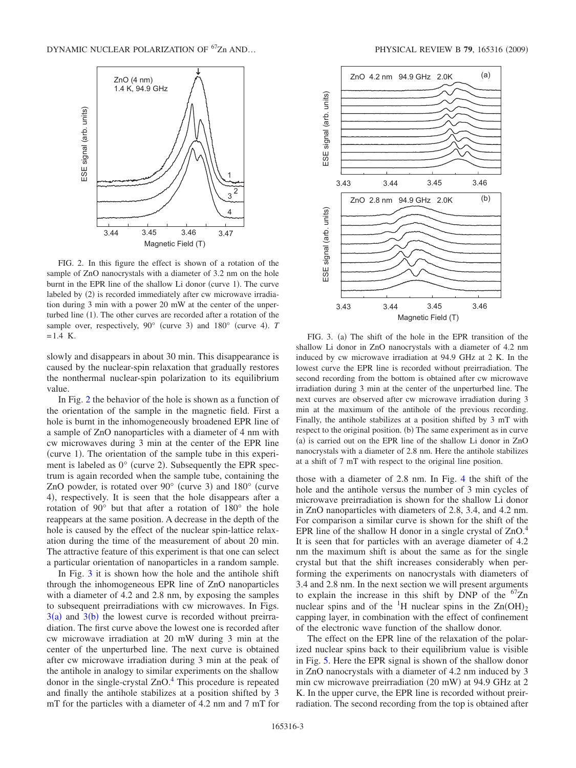FIG. 2. In this figure the effect is shown of a rotation of the sample of ZnO nanocrystals with a diameter of 3.2 nm on the hole burnt in the EPR line of the shallow Li donor (curve 1). The curve labeled by (2) is recorded immediately after cw microwave irradiation during 3 min with a power 20 mW at the center of the unperturbed line (1). The other curves are recorded after a rotation of the sample over, respectively, 90° (curve 3) and 180° (curve 4). $T = 1.4$ K.

slowly and disappears in about 30 min. This disappearance is caused by the nuclear-spin relaxation that gradually restores the nonthermal nuclear-spin polarization to its equilibrium value.

In Fig. 2 the behavior of the hole is shown as a function of the orientation of the sample in the magnetic field. First a hole is burnt in the inhomogeneously broadened EPR line of a sample of ZnO nanoparticles with a diameter of 4 nm with cw microwaves during 3 min at the center of the EPR line (curve 1). The orientation of the sample tube in this experiment is labeled as 0° (curve 2). Subsequently the EPR spectrum is again recorded when the sample tube, containing the ZnO powder, is rotated over 90° (curve 3) and 180° (curve 4), respectively. It is seen that the hole disappears after a rotation of 90° but that after a rotation of 180° the hole reappears at the same position. A decrease in the depth of the hole is caused by the effect of the nuclear spin-lattice relaxation during the time of the measurement of about 20 min. The attractive feature of this experiment is that one can select a particular orientation of nanoparticles in a random sample.

In Fig. 3 it is shown how the hole and the antihole shift through the inhomogeneous EPR line of ZnO nanoparticles with a diameter of 4.2 and 2.8 nm, by exposing the samples to subsequent preirradiations with cw microwaves. In Figs. 3(a) and 3(b) the lowest curve is recorded without preirradiation. The first curve above the lowest one is recorded after cw microwave irradiation at 20 mW during 3 min at the center of the unperturbed line. The next curve is obtained after cw microwave irradiation during 3 min at the peak of the antihole in analogy to similar experiments on the shallow donor in the single-crystal ZnO.[4] This procedure is repeated and finally the antihole stabilizes at a position shifted by 3 mT for the particles with a diameter of 4.2 nm and 7 mT for those with a diameter of 2.8 nm. In Fig. 4 the shift of the hole and the antihole versus the number of 3 min cycles of microwave preirradiation is shown for the shallow Li donor in ZnO nanoparticles with diameters of 2.8, 3.4, and 4.2 nm. For comparison a similar curve is shown for the shift of the EPR line of the shallow H donor in a single crystal of ZnO.[4] It is seen that for particles with an average diameter of 4.2 nm the maximum shift is about the same as for the single crystal but that the shift increases considerably when performing the experiments on nanocrystals with diameters of 3.4 and 2.8 nm. In the next section we will present arguments to explain the increase in this shift by DNP of the $^{67}$Zn nuclear spins and of the $^{1}$H nuclear spins in the $Zn(OH)_2$ capping layer, in combination with the effect of confinement of the electronic wave function of the shallow donor.

FIG. 3. (a) The shift of the hole in the EPR transition of the shallow Li donor in ZnO nanocrystals with a diameter of 4.2 nm induced by cw microwave irradiation at 94.9 GHz at 2 K. In the lowest curve the EPR line is recorded without preirradiation. The second recording from the bottom is obtained after cw microwave irradiation during 3 min at the center of the unperturbed line. The next curves are observed after cw microwave irradiation during 3 min at the maximum of the antihole of the previous recording. Finally, the antihole stabilizes at a position shifted by 3 mT with respect to the original position. (b) The same experiment as in curve (a) is carried out on the EPR line of the shallow Li donor in ZnO nanocrystals with a diameter of 2.8 nm. Here the antihole stabilizes at a shift of 7 mT with respect to the original line position.

The effect on the EPR line of the relaxation of the polarized nuclear spins back to their equilibrium value is visible in Fig. 5. Here the EPR signal is shown of the shallow donor in ZnO nanocrystals with a diameter of 4.2 nm induced by 3 min cw microwave preirradiation (20 mW) at 94.9 GHz at 2 K. In the upper curve, the EPR line is recorded without preirradiation. The second recording from the top is obtained after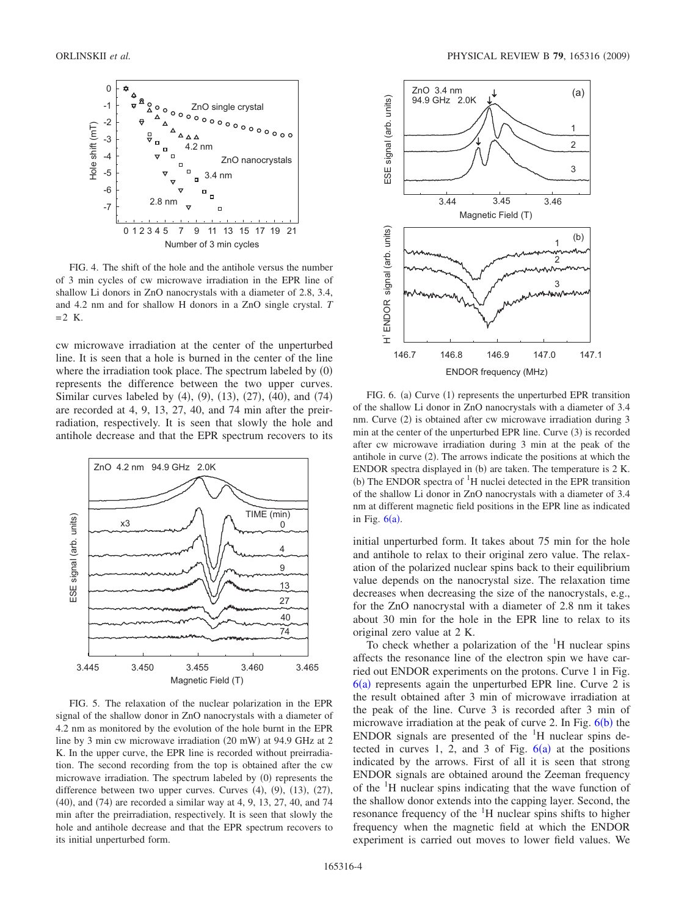FIG. 4. The shift of the hole and the antihole versus the number of 3 min cycles of cw microwave irradiation in the EPR line of shallow Li donors in ZnO nanocrystals with a diameter of 2.8, 3.4, and 4.2 nm and for shallow H donors in a ZnO single crystal. $T = 2$ K.

cw microwave irradiation at the center of the unperturbed line. It is seen that a hole is burned in the center of the line where the irradiation took place. The spectrum labeled by (0) represents the difference between the two upper curves. Similar curves labeled by (4), (9), (13), (27), (40), and (74) are recorded at 4, 9, 13, 27, 40, and 74 min after the preirradiation, respectively. It is seen that slowly the hole and antihole decrease and that the EPR spectrum recovers to its initial unperturbed form. It takes about 75 min for the hole and antihole to relax to their original zero value. The relaxation of the polarized nuclear spins back to their equilibrium value depends on the nanocrystal size. The relaxation time decreases when decreasing the size of the nanocrystals, e.g., for the ZnO nanocrystal with a diameter of 2.8 nm it takes about 30 min for the hole in the EPR line to relax to its original zero value at 2 K.

FIG. 5. The relaxation of the nuclear polarization in the EPR signal of the shallow donor in ZnO nanocrystals with a diameter of 4.2 nm as monitored by the evolution of the hole burnt in the EPR line by 3 min cw microwave irradiation (20 mW) at 94.9 GHz at 2 K. In the upper curve, the EPR line is recorded without preirradiation. The second recording from the top is obtained after the cw microwave irradiation. The spectrum labeled by (0) represents the difference between two upper curves. Curves (4), (9), (13), (27), (40), and (74) are recorded a similar way at 4, 9, 13, 27, 40, and 74 min after the preirradiation, respectively. It is seen that slowly the hole and antihole decrease and that the EPR spectrum recovers to its initial unperturbed form.

FIG. 6. (a) Curve (1) represents the unperturbed EPR transition of the shallow Li donor in ZnO nanocrystals with a diameter of 3.4 nm. Curve (2) is obtained after cw microwave irradiation during 3 min at the center of the unperturbed EPR line. Curve (3) is recorded after cw microwave irradiation during 3 min at the peak of the antihole in curve (2). The arrows indicate the positions at which the ENDOR spectra displayed in (b) are taken. The temperature is 2 K. (b) The ENDOR spectra of $^{1}$H nuclei detected in the EPR transition of the shallow Li donor in ZnO nanocrystals with a diameter of 3.4 nm at different magnetic field positions in the EPR line as indicated in Fig. 6(a).

To check whether a polarization of the $^{1}$H nuclear spins affects the resonance line of the electron spin we have carried out ENDOR experiments on the protons. Curve 1 in Fig. 6(a) represents again the unperturbed EPR line. Curve 2 is the result obtained after 3 min of microwave irradiation at the peak of the line. Curve 3 is recorded after 3 min of microwave irradiation at the peak of curve 2. In Fig. 6(b) the ENDOR signals are presented of the $^{1}$H nuclear spins detected in curves 1, 2, and 3 of Fig. 6(a) at the positions indicated by the arrows. First of all it is seen that strong ENDOR signals are obtained around the Zeeman frequency of the $^{1}$H nuclear spins indicating that the wave function of the shallow donor extends into the capping layer. Second, the resonance frequency of the $^{1}$H nuclear spins shifts to higher frequency when the magnetic field at which the ENDOR experiment is carried out moves to lower field values. We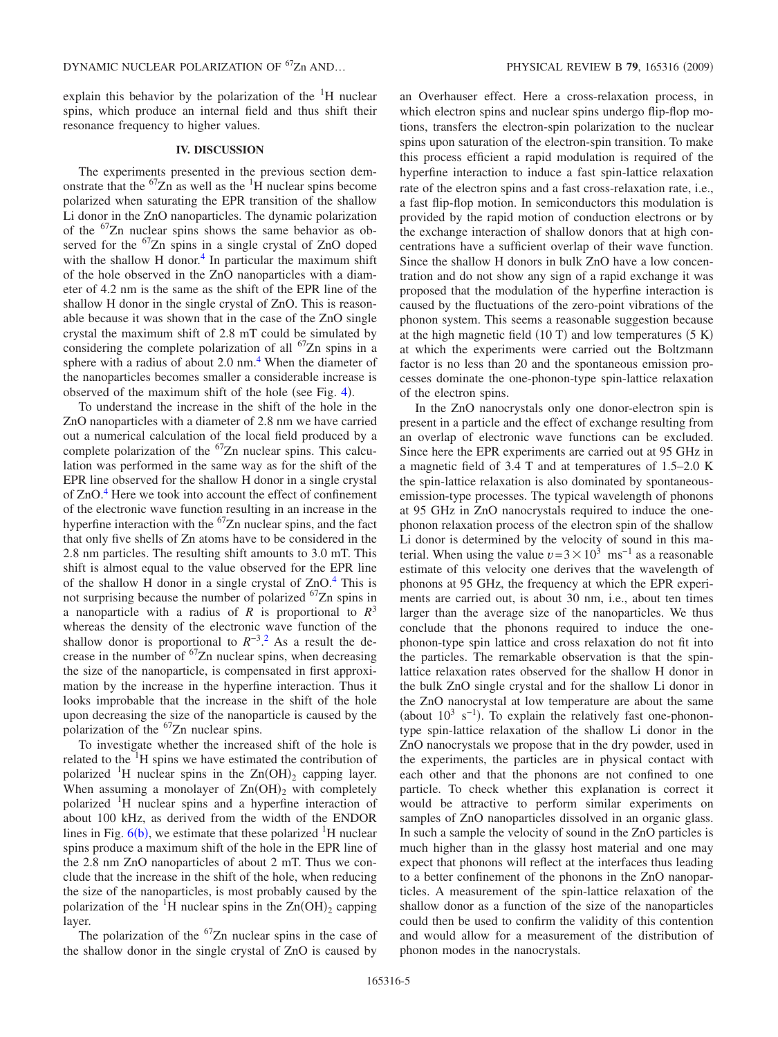explain this behavior by the polarization of the $^{1}H$ nuclear spins, which produce an internal field and thus shift their resonance frequency to higher values.

## IV. DISCUSSION

The experiments presented in the previous section demonstrate that the $^{67}Zn$ as well as the $^{1}H$ nuclear spins become polarized when saturating the EPR transition of the shallow Li donor in the ZnO nanoparticles. The dynamic polarization of the $^{67}Zn$ nuclear spins shows the same behavior as observed for the $^{67}Zn$ spins in a single crystal of ZnO doped with the shallow H donor.[4] In particular the maximum shift of the hole observed in the ZnO nanoparticles with a diameter of 4.2 nm is the same as the shift of the EPR line of the shallow H donor in the single crystal of ZnO. This is reasonable because it was shown that in the case of the ZnO single crystal the maximum shift of 2.8 mT could be simulated by considering the complete polarization of all $^{67}Zn$ spins in a sphere with a radius of about 2.0 nm.[4] When the diameter of the nanoparticles becomes smaller a considerable increase is observed of the maximum shift of the hole (see Fig. 4).

To understand the increase in the shift of the hole in the ZnO nanoparticles with a diameter of 2.8 nm we have carried out a numerical calculation of the local field produced by a complete polarization of the $^{67}Zn$ nuclear spins. This calculation was performed in the same way as for the shift of the EPR line observed for the shallow H donor in a single crystal of ZnO.[4] Here we took into account the effect of confinement of the electronic wave function resulting in an increase in the hyperfine interaction with the $^{67}Zn$ nuclear spins, and the fact that only five shells of Zn atoms have to be considered in the 2.8 nm particles. The resulting shift amounts to 3.0 mT. This shift is almost equal to the value observed for the EPR line of the shallow H donor in a single crystal of ZnO.[4] This is not surprising because the number of polarized $^{67}Zn$ spins in a nanoparticle with a radius of $R$ is proportional to $R^3$ whereas the density of the electronic wave function of the shallow donor is proportional to $R^{-3}$.[2] As a result the decrease in the number of $^{67}Zn$ nuclear spins, when decreasing the size of the nanoparticle, is compensated in first approximation by the increase in the hyperfine interaction. Thus it looks improbable that the increase in the shift of the hole upon decreasing the size of the nanoparticle is caused by the polarization of the $^{67}Zn$ nuclear spins.

To investigate whether the increased shift of the hole is related to the $^{1}H$ spins we have estimated the contribution of polarized $^{1}H$ nuclear spins in the $Zn(OH)_2$ capping layer. When assuming a monolayer of $Zn(OH)_2$ with completely polarized $^{1}H$ nuclear spins and a hyperfine interaction of about 100 kHz, as derived from the width of the ENDOR lines in Fig. 6(b), we estimate that these polarized $^{1}H$ nuclear spins produce a maximum shift of the hole in the EPR line of the 2.8 nm ZnO nanoparticles of about 2 mT. Thus we conclude that the increase in the shift of the hole, when reducing the size of the nanoparticles, is most probably caused by the polarization of the $^{1}H$ nuclear spins in the $Zn(OH)_2$ capping layer.

The polarization of the $^{67}Zn$ nuclear spins in the case of the shallow donor in the single crystal of ZnO is caused by an Overhauser effect. Here a cross-relaxation process, in which electron spins and nuclear spins undergo flip-flop motions, transfers the electron-spin polarization to the nuclear spins upon saturation of the electron-spin transition. To make this process efficient a rapid modulation is required of the hyperfine interaction to induce a fast spin-lattice relaxation rate of the electron spins and a fast cross-relaxation rate, i.e., a fast flip-flop motion. In semiconductors this modulation is provided by the rapid motion of conduction electrons or by the exchange interaction of shallow donors that at high concentrations have a sufficient overlap of their wave function. Since the shallow H donors in bulk ZnO have a low concentration and do not show any sign of a rapid exchange it was proposed that the modulation of the hyperfine interaction is caused by the fluctuations of the zero-point vibrations of the phonon system. This seems a reasonable suggestion because at the high magnetic field (10 T) and low temperatures (5 K) at which the experiments were carried out the Boltzmann factor is no less than 20 and the spontaneous emission processes dominate the one-phonon-type spin-lattice relaxation of the electron spins.

In the ZnO nanocrystals only one donor-electron spin is present in a particle and the effect of exchange resulting from an overlap of electronic wave functions can be excluded. Since here the EPR experiments are carried out at 95 GHz in a magnetic field of 3.4 T and at temperatures of 1.5–2.0 K the spin-lattice relaxation is also dominated by spontaneous-emission-type processes. The typical wavelength of phonons at 95 GHz in ZnO nanocrystals required to induce the one-phonon relaxation process of the electron spin of the shallow Li donor is determined by the velocity of sound in this material. When using the value $v=3\times10^{3}$ ms$^{-1}$ as a reasonable estimate of this velocity one derives that the wavelength of phonons at 95 GHz, the frequency at which the EPR experiments are carried out, is about 30 nm, i.e., about ten times larger than the average size of the nanoparticles. We thus conclude that the phonons required to induce the one-phonon-type spin lattice and cross relaxation do not fit into the particles. The remarkable observation is that the spin-lattice relaxation rates observed for the shallow H donor in the bulk ZnO single crystal and for the shallow Li donor in the ZnO nanocrystal at low temperature are about the same (about $10^{3}$ s$^{-1}$). To explain the relatively fast one-phonon-type spin-lattice relaxation of the shallow Li donor in the ZnO nanocrystals we propose that in the dry powder, used in the experiments, the particles are in physical contact with each other and that the phonons are not confined to one particle. To check whether this explanation is correct it would be attractive to perform similar experiments on samples of ZnO nanoparticles dissolved in an organic glass. In such a sample the velocity of sound in the ZnO particles is much higher than in the glassy host material and one may expect that phonons will reflect at the interfaces thus leading to a better confinement of the phonons in the ZnO nanoparticles. A measurement of the spin-lattice relaxation of the shallow donor as a function of the size of the nanoparticles could then be used to confirm the validity of this contention and would allow for a measurement of the distribution of phonon modes in the nanocrystals.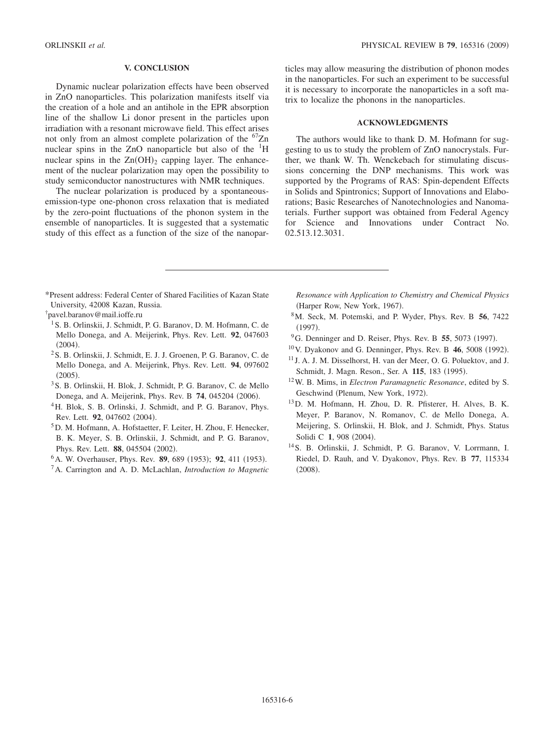## V. CONCLUSION

Dynamic nuclear polarization effects have been observed in ZnO nanoparticles. This polarization manifests itself via the creation of a hole and an antihole in the EPR absorption line of the shallow Li donor present in the particles upon irradiation with a resonant microwave field. This effect arises not only from an almost complete polarization of the $^{67}$Zn nuclear spins in the ZnO nanoparticle but also of the $^{1}$H nuclear spins in the $Zn(OH)_2$ capping layer. The enhancement of the nuclear polarization may open the possibility to study semiconductor nanostructures with NMR techniques.

The nuclear polarization is produced by a spontaneous-emission-type one-phonon cross relaxation that is mediated by the zero-point fluctuations of the phonon system in the ensemble of nanoparticles. It is suggested that a systematic study of this effect as a function of the size of the nanoparticles may allow measuring the distribution of phonon modes in the nanoparticles. For such an experiment to be successful it is necessary to incorporate the nanoparticles in a soft matrix to localize the phonons in the nanoparticles.

## ACKNOWLEDGMENTS

The authors would like to thank D. M. Hofmann for suggesting to us to study the problem of ZnO nanocrystals. Further, we thank W. Th. Wenckebach for stimulating discussions concerning the DNP mechanisms. This work was supported by the Programs of RAS: Spin-dependent Effects in Solids and Spintronics; Support of Innovations and Elaborations; Basic Researches of Nanotechnologies and Nanomaterials. Further support was obtained from Federal Agency for Science and Innovations under Contract No. 02.513.12.3031.

---

*Present address: Federal Center of Shared Facilities of Kazan State University, 42008 Kazan, Russia.

†pavel.baranov@mail.ioffe.ru

[1] S. B. Orlinskii, J. Schmidt, P. G. Baranov, D. M. Hofmann, C. de Mello Donega, and A. Meijerink, Phys. Rev. Lett. **92**, 047603 (2004).

[2] S. B. Orlinskii, J. Schmidt, E. J. J. Groenen, P. G. Baranov, C. de Mello Donega, and A. Meijerink, Phys. Rev. Lett. **94**, 097602 (2005).

[3] S. B. Orlinskii, H. Blok, J. Schmidt, P. G. Baranov, C. de Mello Donega, and A. Meijerink, Phys. Rev. B **74**, 045204 (2006).

[4] H. Blok, S. B. Orlinski, J. Schmidt, and P. G. Baranov, Phys. Rev. Lett. **92**, 047602 (2004).

[5] D. M. Hofmann, A. Hofstaetter, F. Leiter, H. Zhou, F. Henecker, B. K. Meyer, S. B. Orlinskii, J. Schmidt, and P. G. Baranov, Phys. Rev. Lett. **88**, 045504 (2002).

[6] A. W. Overhauser, Phys. Rev. **89**, 689 (1953); **92**, 411 (1953).

[7] A. Carrington and A. D. McLachlan, *Introduction to Magnetic Resonance with Application to Chemistry and Chemical Physics* (Harper Row, New York, 1967).

[8] M. Seck, M. Potemski, and P. Wyder, Phys. Rev. B **56**, 7422 (1997).

[9] G. Denninger and D. Reiser, Phys. Rev. B **55**, 5073 (1997).

[10] V. Dyakonov and G. Denninger, Phys. Rev. B **46**, 5008 (1992).

[11] J. A. J. M. Disselhorst, H. van der Meer, O. G. Poluektov, and J. Schmidt, J. Magn. Reson., Ser. A **115**, 183 (1995).

[12] W. B. Mims, in *Electron Paramagnetic Resonance*, edited by S. Geschwind (Plenum, New York, 1972).

[13] D. M. Hofmann, H. Zhou, D. R. Pfisterer, H. Alves, B. K. Meyer, P. Baranov, N. Romanov, C. de Mello Donega, A. Meijering, S. Orlinskii, H. Blok, and J. Schmidt, Phys. Status Solidi C **1**, 908 (2004).

[14] S. B. Orlinskii, J. Schmidt, P. G. Baranov, V. Lorrmann, I. Riedel, D. Rauh, and V. Dyakonov, Phys. Rev. B **77**, 115334 (2008).